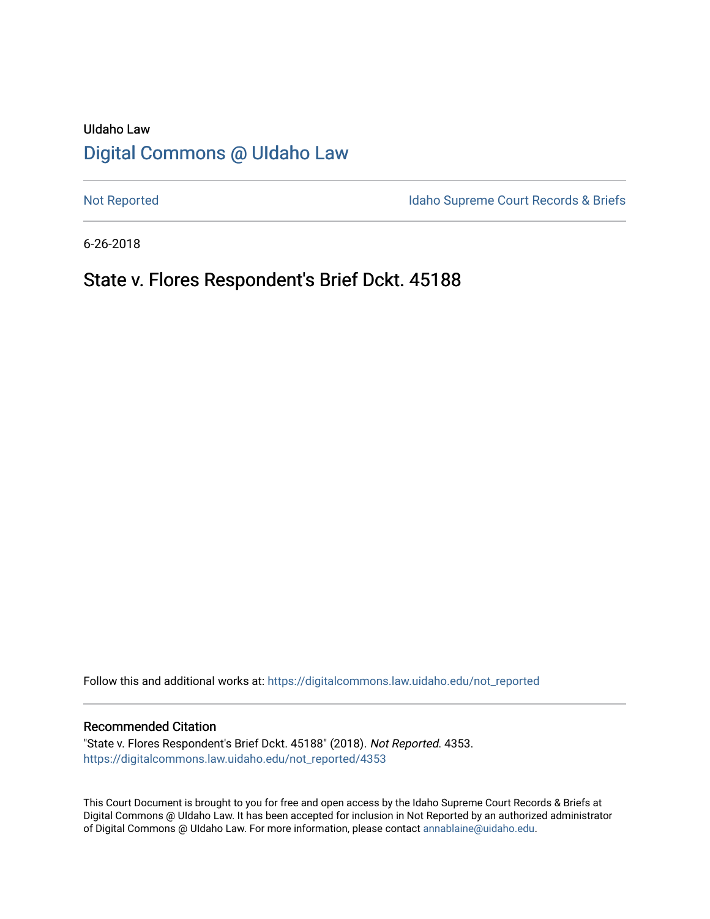UIdaho Law

# Digital Commons @ UIdaho Law

Not Reported

Idaho Supreme Court Records & Briefs

6-26-2018

## State v. Flores Respondent's Brief Dckt. 45188

Follow this and additional works at: https://digitalcommons.law.uidaho.edu/not_reported

### Recommended Citation

"State v. Flores Respondent's Brief Dckt. 45188" (2018). *Not Reported*. 4353.
https://digitalcommons.law.uidaho.edu/not_reported/4353

This Court Document is brought to you for free and open access by the Idaho Supreme Court Records & Briefs at Digital Commons @ UIdaho Law. It has been accepted for inclusion in Not Reported by an authorized administrator of Digital Commons @ UIdaho Law. For more information, please contact annablaine@uidaho.edu.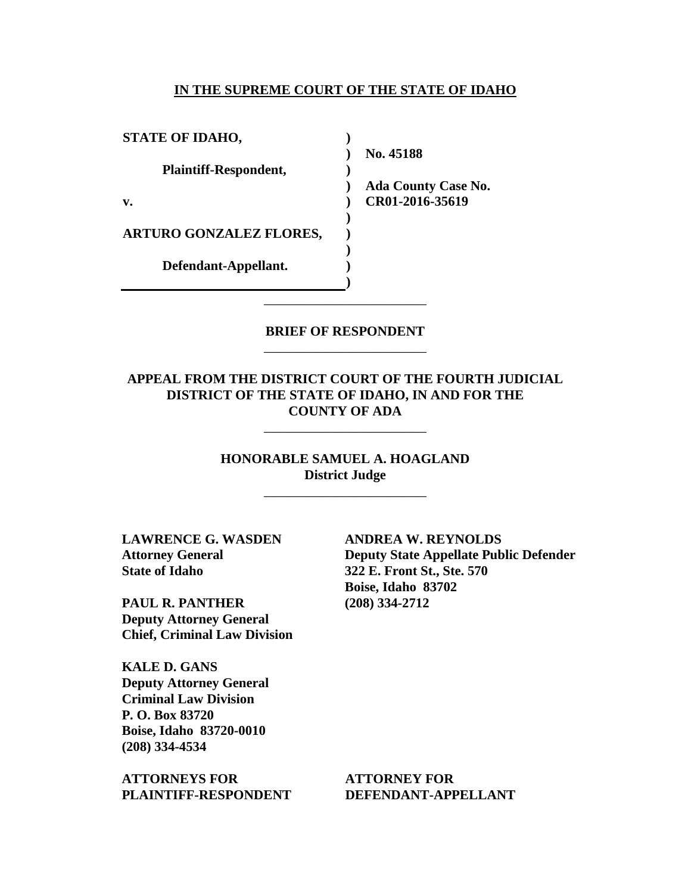**IN THE SUPREME COURT OF THE STATE OF IDAHO**

| | | |
|---|---|---|
| **STATE OF IDAHO,** | ) | |
| | ) | **No. 45188** |
| **Plaintiff-Respondent,** | ) | |
| | ) | **Ada County Case No.** |
| **v.** | ) | **CR01-2016-35619** |
| | ) | |
| **ARTURO GONZALEZ FLORES,** | ) | |
| | ) | |
| **Defendant-Appellant.** | ) | |
| | ) | |

---

**BRIEF OF RESPONDENT**

---

**APPEAL FROM THE DISTRICT COURT OF THE FOURTH JUDICIAL DISTRICT OF THE STATE OF IDAHO, IN AND FOR THE COUNTY OF ADA**

---

**HONORABLE SAMUEL A. HOAGLAND**
**District Judge**

---

**LAWRENCE G. WASDEN**
**Attorney General**
**State of Idaho**

**PAUL R. PANTHER**
**Deputy Attorney General**
**Chief, Criminal Law Division**

**KALE D. GANS**
**Deputy Attorney General**
**Criminal Law Division**
**P. O. Box 83720**
**Boise, Idaho 83720-0010**
**(208) 334-4534**

**ATTORNEYS FOR PLAINTIFF-RESPONDENT**

**ANDREA W. REYNOLDS**
**Deputy State Appellate Public Defender**
**322 E. Front St., Ste. 570**
**Boise, Idaho 83702**
**(208) 334-2712**

**ATTORNEY FOR DEFENDANT-APPELLANT**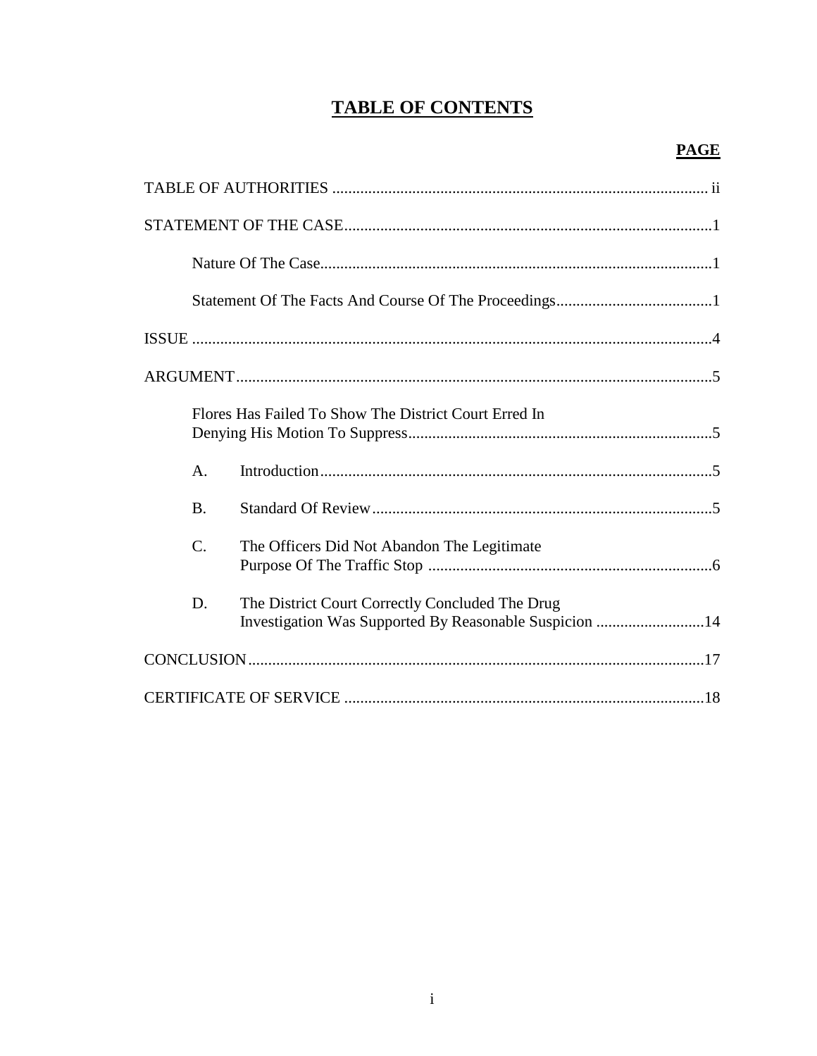# TABLE OF CONTENTS

| | PAGE |
|---|---|
| TABLE OF AUTHORITIES | ii |
| STATEMENT OF THE CASE | 1 |
| Nature Of The Case | 1 |
| Statement Of The Facts And Course Of The Proceedings | 1 |
| ISSUE | 4 |
| ARGUMENT | 5 |
| Flores Has Failed To Show The District Court Erred In Denying His Motion To Suppress | 5 |
| A. Introduction | 5 |
| B. Standard Of Review | 5 |
| C. The Officers Did Not Abandon The Legitimate Purpose Of The Traffic Stop | 6 |
| D. The District Court Correctly Concluded The Drug Investigation Was Supported By Reasonable Suspicion | 14 |
| CONCLUSION | 17 |
| CERTIFICATE OF SERVICE | 18 |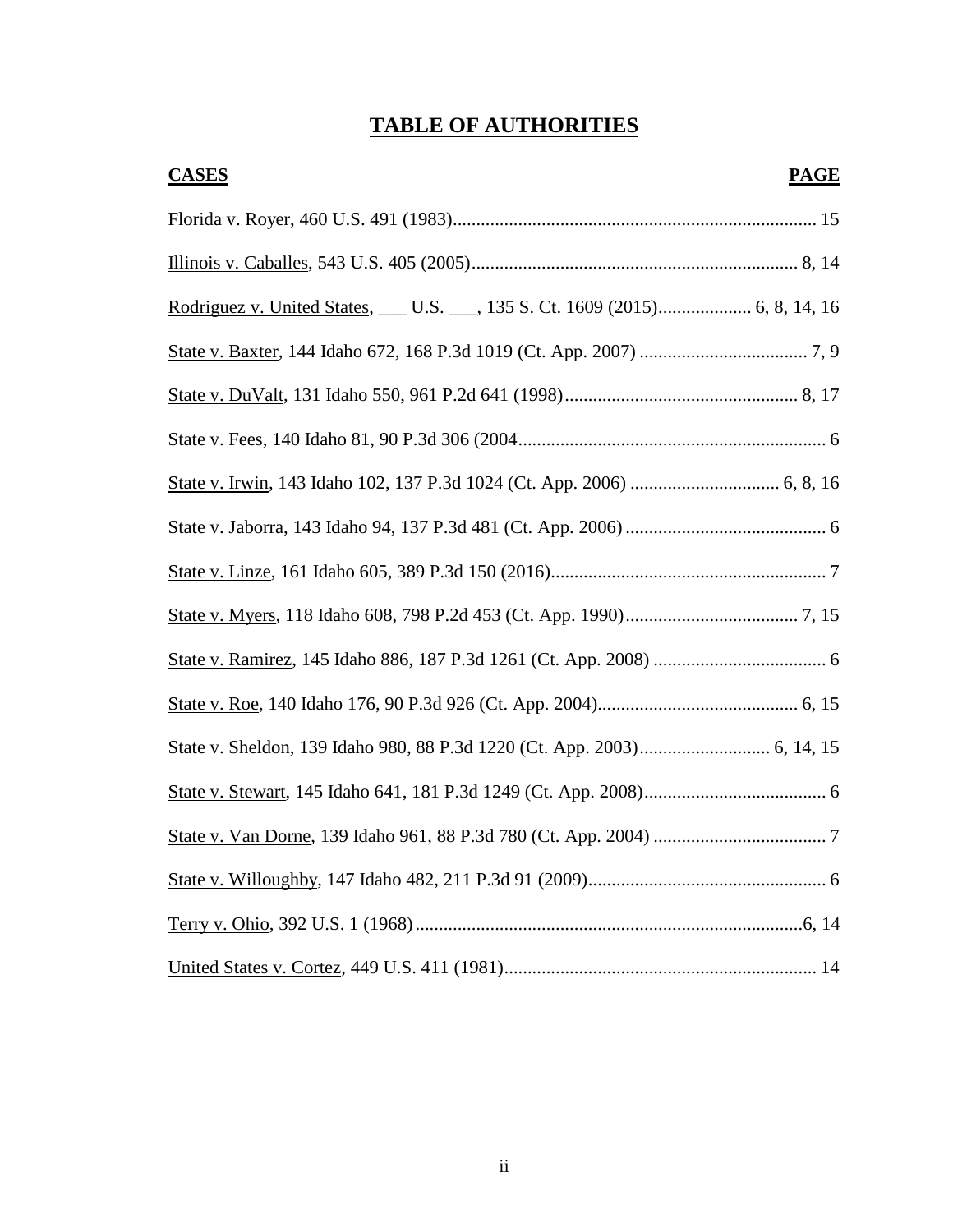# TABLE OF AUTHORITIES

| **CASES** | **PAGE** |
|---|---|
| Florida v. Royer, 460 U.S. 491 (1983) | 15 |
| Illinois v. Caballes, 543 U.S. 405 (2005) | 8, 14 |
| Rodriguez v. United States, ___ U.S. ___, 135 S. Ct. 1609 (2015) | 6, 8, 14, 16 |
| State v. Baxter, 144 Idaho 672, 168 P.3d 1019 (Ct. App. 2007) | 7, 9 |
| State v. DuValt, 131 Idaho 550, 961 P.2d 641 (1998) | 8, 17 |
| State v. Fees, 140 Idaho 81, 90 P.3d 306 (2004 | 6 |
| State v. Irwin, 143 Idaho 102, 137 P.3d 1024 (Ct. App. 2006) | 6, 8, 16 |
| State v. Jaborra, 143 Idaho 94, 137 P.3d 481 (Ct. App. 2006) | 6 |
| State v. Linze, 161 Idaho 605, 389 P.3d 150 (2016) | 7 |
| State v. Myers, 118 Idaho 608, 798 P.2d 453 (Ct. App. 1990) | 7, 15 |
| State v. Ramirez, 145 Idaho 886, 187 P.3d 1261 (Ct. App. 2008) | 6 |
| State v. Roe, 140 Idaho 176, 90 P.3d 926 (Ct. App. 2004) | 6, 15 |
| State v. Sheldon, 139 Idaho 980, 88 P.3d 1220 (Ct. App. 2003) | 6, 14, 15 |
| State v. Stewart, 145 Idaho 641, 181 P.3d 1249 (Ct. App. 2008) | 6 |
| State v. Van Dorne, 139 Idaho 961, 88 P.3d 780 (Ct. App. 2004) | 7 |
| State v. Willoughby, 147 Idaho 482, 211 P.3d 91 (2009) | 6 |
| Terry v. Ohio, 392 U.S. 1 (1968) | 6, 14 |
| United States v. Cortez, 449 U.S. 411 (1981) | 14 |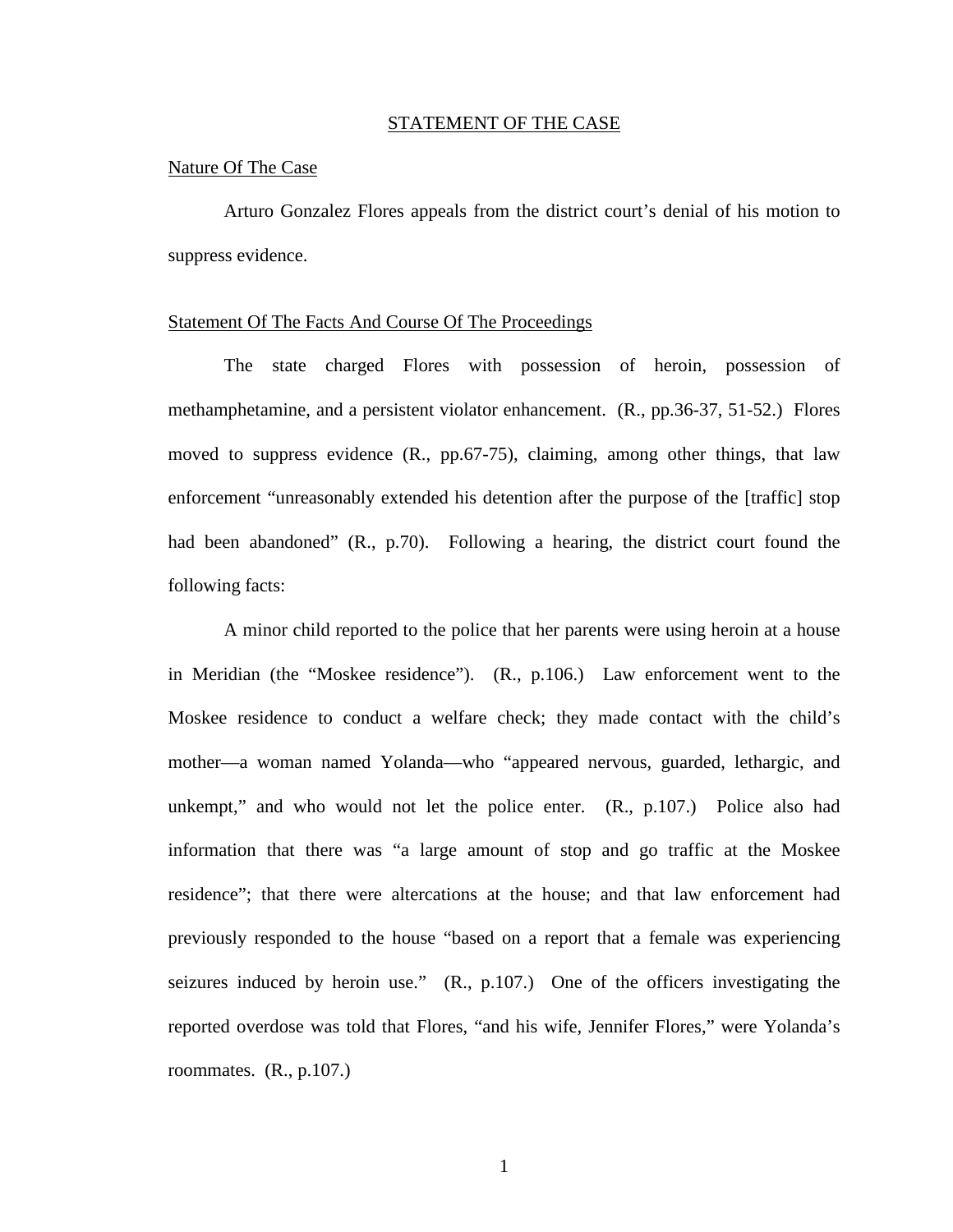## STATEMENT OF THE CASE

### Nature Of The Case

Arturo Gonzalez Flores appeals from the district court's denial of his motion to suppress evidence.

### Statement Of The Facts And Course Of The Proceedings

The state charged Flores with possession of heroin, possession of methamphetamine, and a persistent violator enhancement. (R., pp.36-37, 51-52.) Flores moved to suppress evidence (R., pp.67-75), claiming, among other things, that law enforcement "unreasonably extended his detention after the purpose of the [traffic] stop had been abandoned" (R., p.70). Following a hearing, the district court found the following facts:

A minor child reported to the police that her parents were using heroin at a house in Meridian (the "Moskee residence"). (R., p.106.) Law enforcement went to the Moskee residence to conduct a welfare check; they made contact with the child's mother—a woman named Yolanda—who "appeared nervous, guarded, lethargic, and unkempt," and who would not let the police enter. (R., p.107.) Police also had information that there was "a large amount of stop and go traffic at the Moskee residence"; that there were altercations at the house; and that law enforcement had previously responded to the house "based on a report that a female was experiencing seizures induced by heroin use." (R., p.107.) One of the officers investigating the reported overdose was told that Flores, "and his wife, Jennifer Flores," were Yolanda's roommates. (R., p.107.)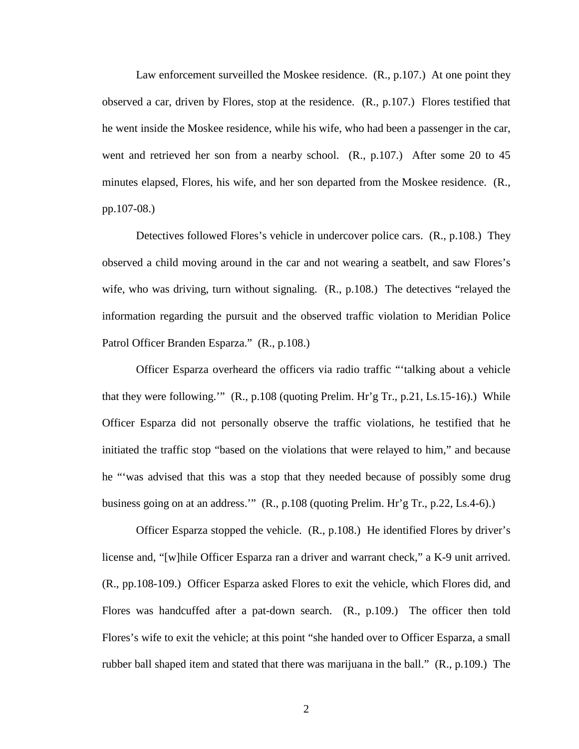Law enforcement surveilled the Moskee residence. (R., p.107.) At one point they observed a car, driven by Flores, stop at the residence. (R., p.107.) Flores testified that he went inside the Moskee residence, while his wife, who had been a passenger in the car, went and retrieved her son from a nearby school. (R., p.107.) After some 20 to 45 minutes elapsed, Flores, his wife, and her son departed from the Moskee residence. (R., pp.107-08.)

Detectives followed Flores's vehicle in undercover police cars. (R., p.108.) They observed a child moving around in the car and not wearing a seatbelt, and saw Flores's wife, who was driving, turn without signaling. (R., p.108.) The detectives "relayed the information regarding the pursuit and the observed traffic violation to Meridian Police Patrol Officer Branden Esparza." (R., p.108.)

Officer Esparza overheard the officers via radio traffic "'talking about a vehicle that they were following.'" (R., p.108 (quoting Prelim. Hr'g Tr., p.21, Ls.15-16).) While Officer Esparza did not personally observe the traffic violations, he testified that he initiated the traffic stop "based on the violations that were relayed to him," and because he "'was advised that this was a stop that they needed because of possibly some drug business going on at an address.'" (R., p.108 (quoting Prelim. Hr'g Tr., p.22, Ls.4-6).)

Officer Esparza stopped the vehicle. (R., p.108.) He identified Flores by driver's license and, "[w]hile Officer Esparza ran a driver and warrant check," a K-9 unit arrived. (R., pp.108-109.) Officer Esparza asked Flores to exit the vehicle, which Flores did, and Flores was handcuffed after a pat-down search. (R., p.109.) The officer then told Flores's wife to exit the vehicle; at this point "she handed over to Officer Esparza, a small rubber ball shaped item and stated that there was marijuana in the ball." (R., p.109.) The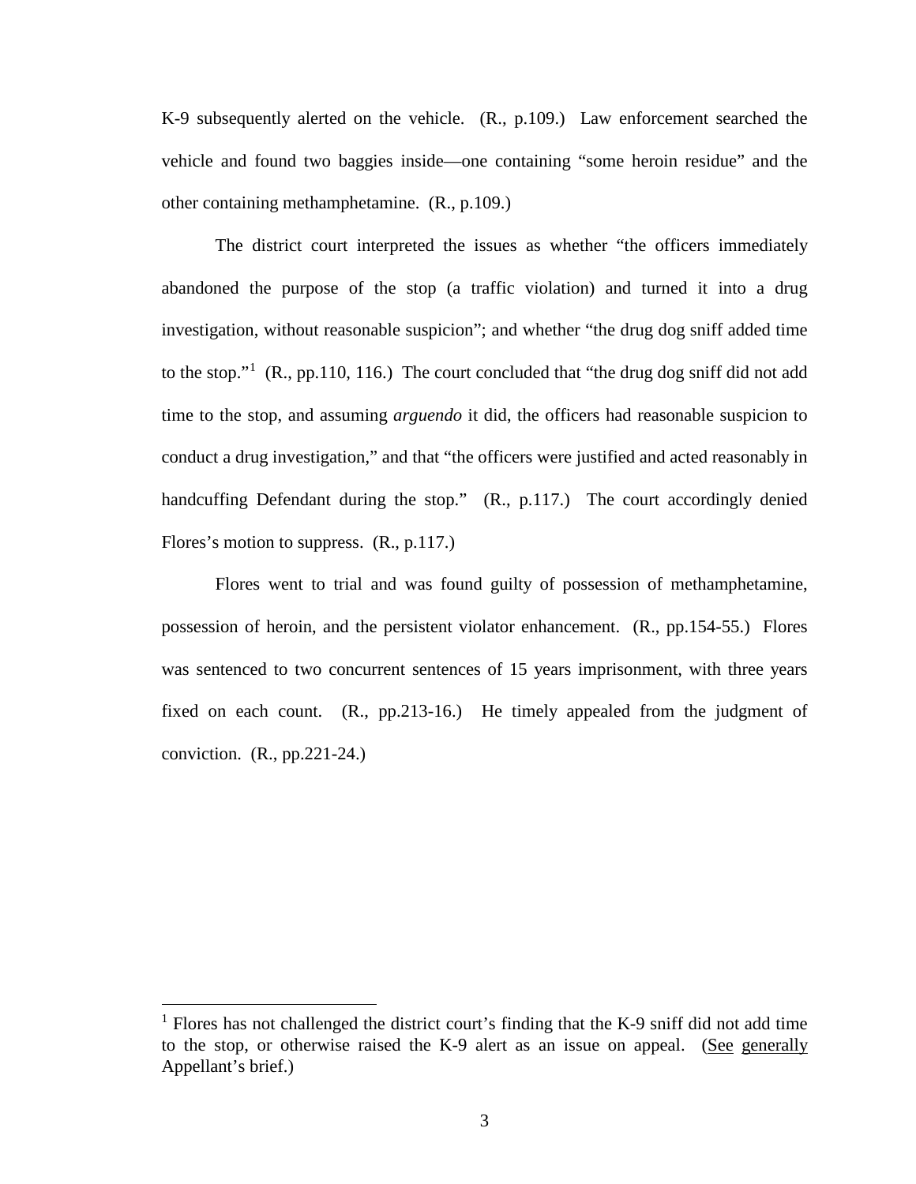K-9 subsequently alerted on the vehicle. (R., p.109.) Law enforcement searched the vehicle and found two baggies inside—one containing "some heroin residue" and the other containing methamphetamine. (R., p.109.)

The district court interpreted the issues as whether "the officers immediately abandoned the purpose of the stop (a traffic violation) and turned it into a drug investigation, without reasonable suspicion"; and whether "the drug dog sniff added time to the stop."[1] (R., pp.110, 116.) The court concluded that "the drug dog sniff did not add time to the stop, and assuming *arguendo* it did, the officers had reasonable suspicion to conduct a drug investigation," and that "the officers were justified and acted reasonably in handcuffing Defendant during the stop." (R., p.117.) The court accordingly denied Flores's motion to suppress. (R., p.117.)

Flores went to trial and was found guilty of possession of methamphetamine, possession of heroin, and the persistent violator enhancement. (R., pp.154-55.) Flores was sentenced to two concurrent sentences of 15 years imprisonment, with three years fixed on each count. (R., pp.213-16.) He timely appealed from the judgment of conviction. (R., pp.221-24.)

---

[1] Flores has not challenged the district court's finding that the K-9 sniff did not add time to the stop, or otherwise raised the K-9 alert as an issue on appeal. (See generally Appellant's brief.)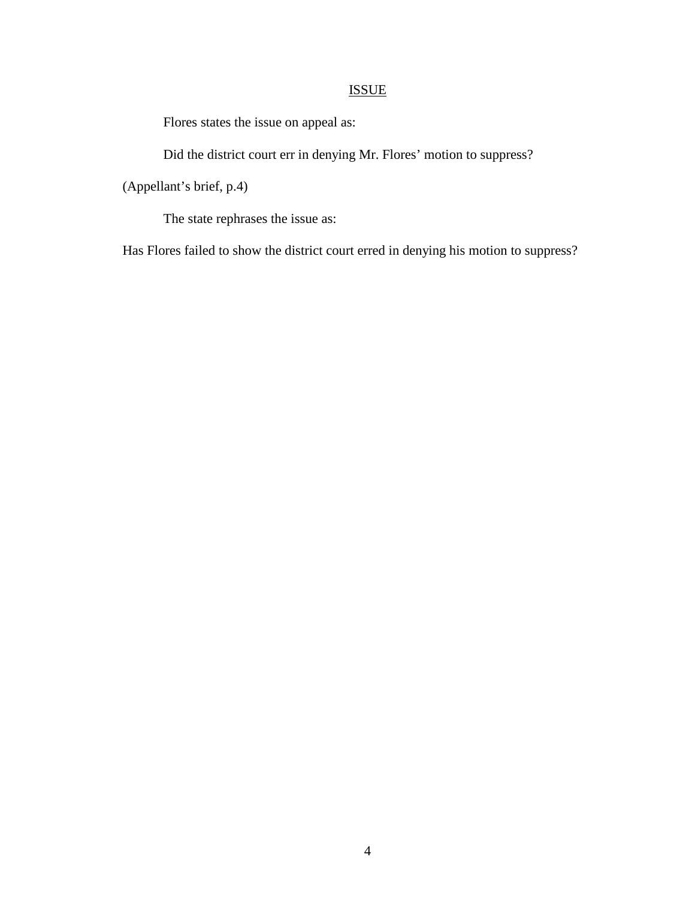## ISSUE

Flores states the issue on appeal as:

Did the district court err in denying Mr. Flores' motion to suppress?

(Appellant's brief, p.4)

The state rephrases the issue as:

Has Flores failed to show the district court erred in denying his motion to suppress?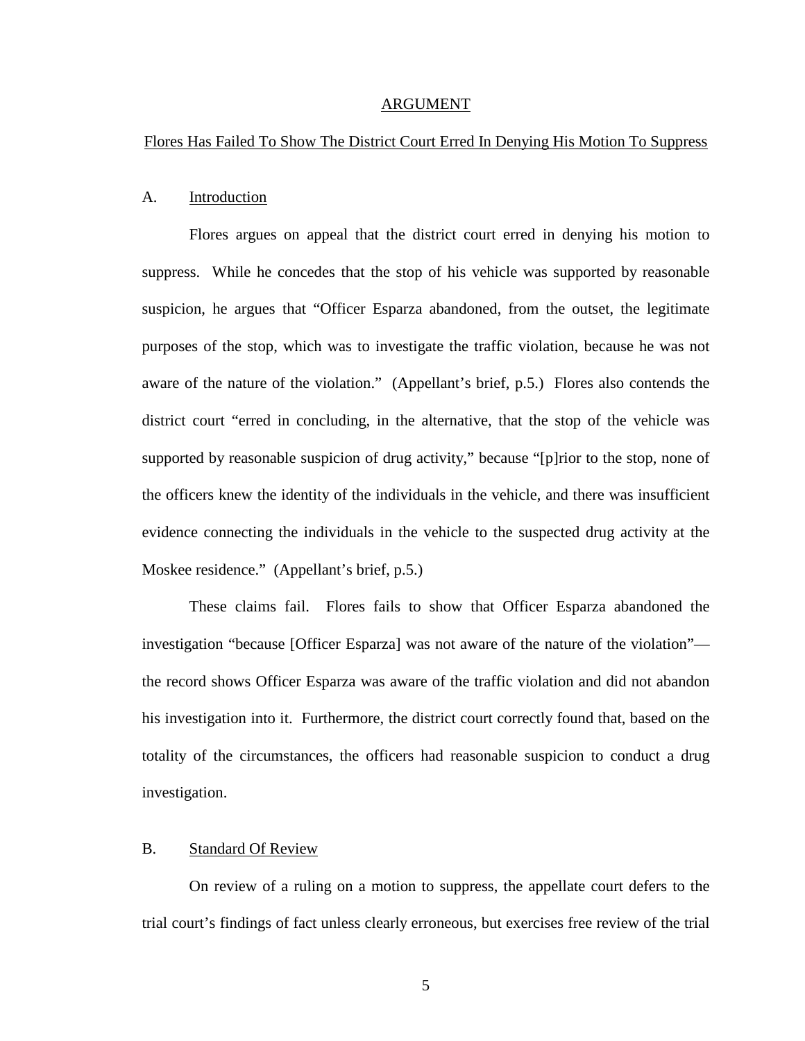## ARGUMENT

### Flores Has Failed To Show The District Court Erred In Denying His Motion To Suppress

#### A. Introduction

Flores argues on appeal that the district court erred in denying his motion to suppress. While he concedes that the stop of his vehicle was supported by reasonable suspicion, he argues that "Officer Esparza abandoned, from the outset, the legitimate purposes of the stop, which was to investigate the traffic violation, because he was not aware of the nature of the violation." (Appellant's brief, p.5.) Flores also contends the district court "erred in concluding, in the alternative, that the stop of the vehicle was supported by reasonable suspicion of drug activity," because "[p]rior to the stop, none of the officers knew the identity of the individuals in the vehicle, and there was insufficient evidence connecting the individuals in the vehicle to the suspected drug activity at the Moskee residence." (Appellant's brief, p.5.)

These claims fail. Flores fails to show that Officer Esparza abandoned the investigation "because [Officer Esparza] was not aware of the nature of the violation"—the record shows Officer Esparza was aware of the traffic violation and did not abandon his investigation into it. Furthermore, the district court correctly found that, based on the totality of the circumstances, the officers had reasonable suspicion to conduct a drug investigation.

#### B. Standard Of Review

On review of a ruling on a motion to suppress, the appellate court defers to the trial court's findings of fact unless clearly erroneous, but exercises free review of the trial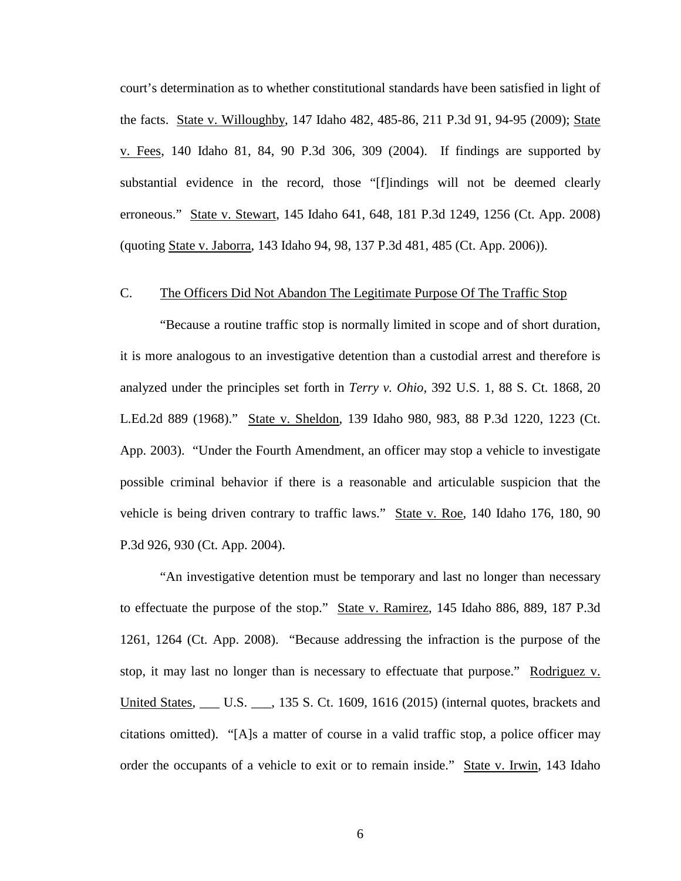court's determination as to whether constitutional standards have been satisfied in light of the facts. State v. Willoughby, 147 Idaho 482, 485-86, 211 P.3d 91, 94-95 (2009); State v. Fees, 140 Idaho 81, 84, 90 P.3d 306, 309 (2004). If findings are supported by substantial evidence in the record, those "[f]indings will not be deemed clearly erroneous." State v. Stewart, 145 Idaho 641, 648, 181 P.3d 1249, 1256 (Ct. App. 2008) (quoting State v. Jaborra, 143 Idaho 94, 98, 137 P.3d 481, 485 (Ct. App. 2006)).

C. The Officers Did Not Abandon The Legitimate Purpose Of The Traffic Stop

"Because a routine traffic stop is normally limited in scope and of short duration, it is more analogous to an investigative detention than a custodial arrest and therefore is analyzed under the principles set forth in *Terry v. Ohio*, 392 U.S. 1, 88 S. Ct. 1868, 20 L.Ed.2d 889 (1968)." State v. Sheldon, 139 Idaho 980, 983, 88 P.3d 1220, 1223 (Ct. App. 2003). "Under the Fourth Amendment, an officer may stop a vehicle to investigate possible criminal behavior if there is a reasonable and articulable suspicion that the vehicle is being driven contrary to traffic laws." State v. Roe, 140 Idaho 176, 180, 90 P.3d 926, 930 (Ct. App. 2004).

"An investigative detention must be temporary and last no longer than necessary to effectuate the purpose of the stop." State v. Ramirez, 145 Idaho 886, 889, 187 P.3d 1261, 1264 (Ct. App. 2008). "Because addressing the infraction is the purpose of the stop, it may last no longer than is necessary to effectuate that purpose." Rodriguez v. United States, ___ U.S. ___, 135 S. Ct. 1609, 1616 (2015) (internal quotes, brackets and citations omitted). "[A]s a matter of course in a valid traffic stop, a police officer may order the occupants of a vehicle to exit or to remain inside." State v. Irwin, 143 Idaho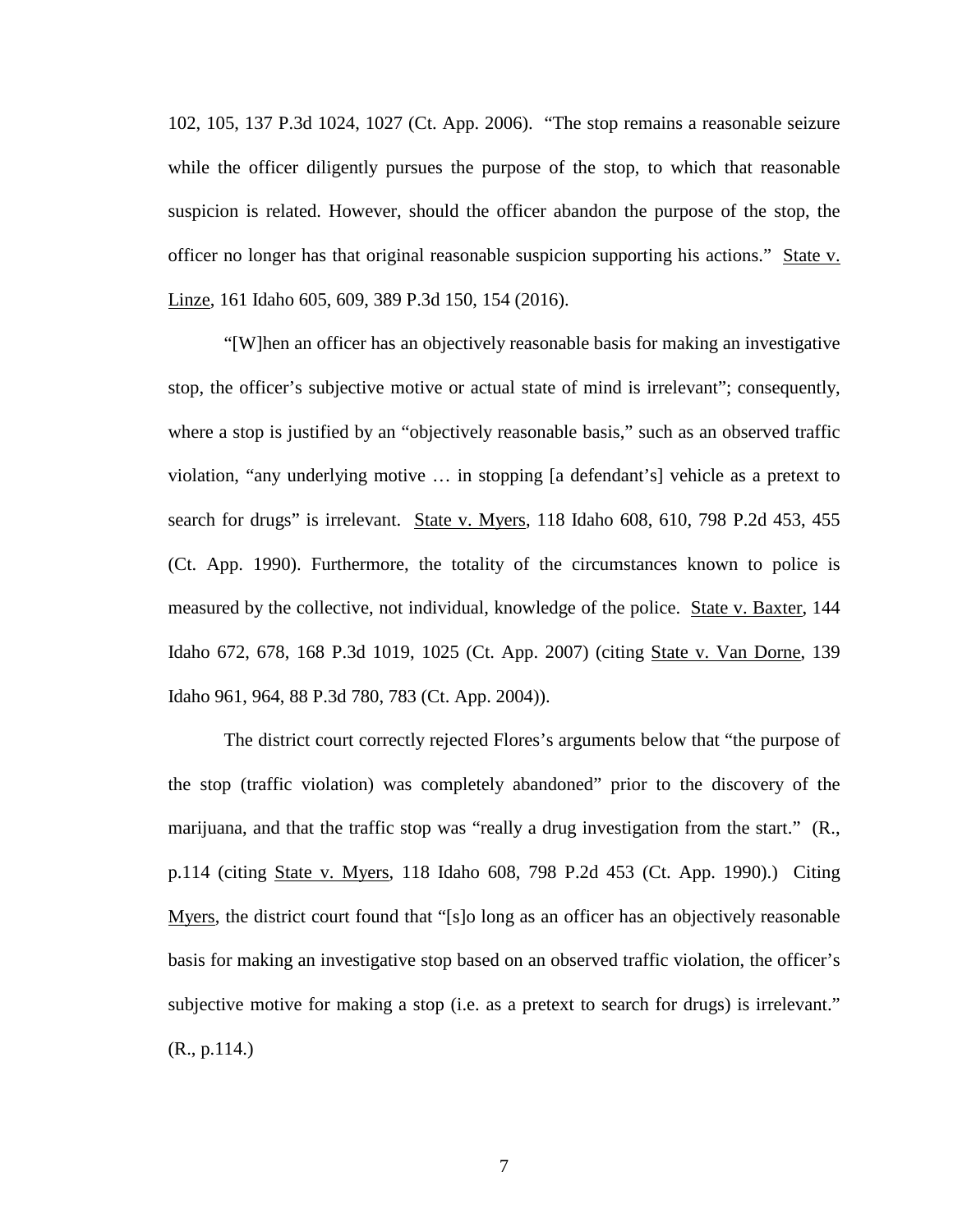102, 105, 137 P.3d 1024, 1027 (Ct. App. 2006). "The stop remains a reasonable seizure while the officer diligently pursues the purpose of the stop, to which that reasonable suspicion is related. However, should the officer abandon the purpose of the stop, the officer no longer has that original reasonable suspicion supporting his actions." State v. Linze, 161 Idaho 605, 609, 389 P.3d 150, 154 (2016).

"[W]hen an officer has an objectively reasonable basis for making an investigative stop, the officer's subjective motive or actual state of mind is irrelevant"; consequently, where a stop is justified by an "objectively reasonable basis," such as an observed traffic violation, "any underlying motive … in stopping [a defendant's] vehicle as a pretext to search for drugs" is irrelevant. State v. Myers, 118 Idaho 608, 610, 798 P.2d 453, 455 (Ct. App. 1990). Furthermore, the totality of the circumstances known to police is measured by the collective, not individual, knowledge of the police. State v. Baxter, 144 Idaho 672, 678, 168 P.3d 1019, 1025 (Ct. App. 2007) (citing State v. Van Dorne, 139 Idaho 961, 964, 88 P.3d 780, 783 (Ct. App. 2004)).

The district court correctly rejected Flores's arguments below that "the purpose of the stop (traffic violation) was completely abandoned" prior to the discovery of the marijuana, and that the traffic stop was "really a drug investigation from the start." (R., p.114 (citing State v. Myers, 118 Idaho 608, 798 P.2d 453 (Ct. App. 1990).) Citing Myers, the district court found that "[s]o long as an officer has an objectively reasonable basis for making an investigative stop based on an observed traffic violation, the officer's subjective motive for making a stop (i.e. as a pretext to search for drugs) is irrelevant." (R., p.114.)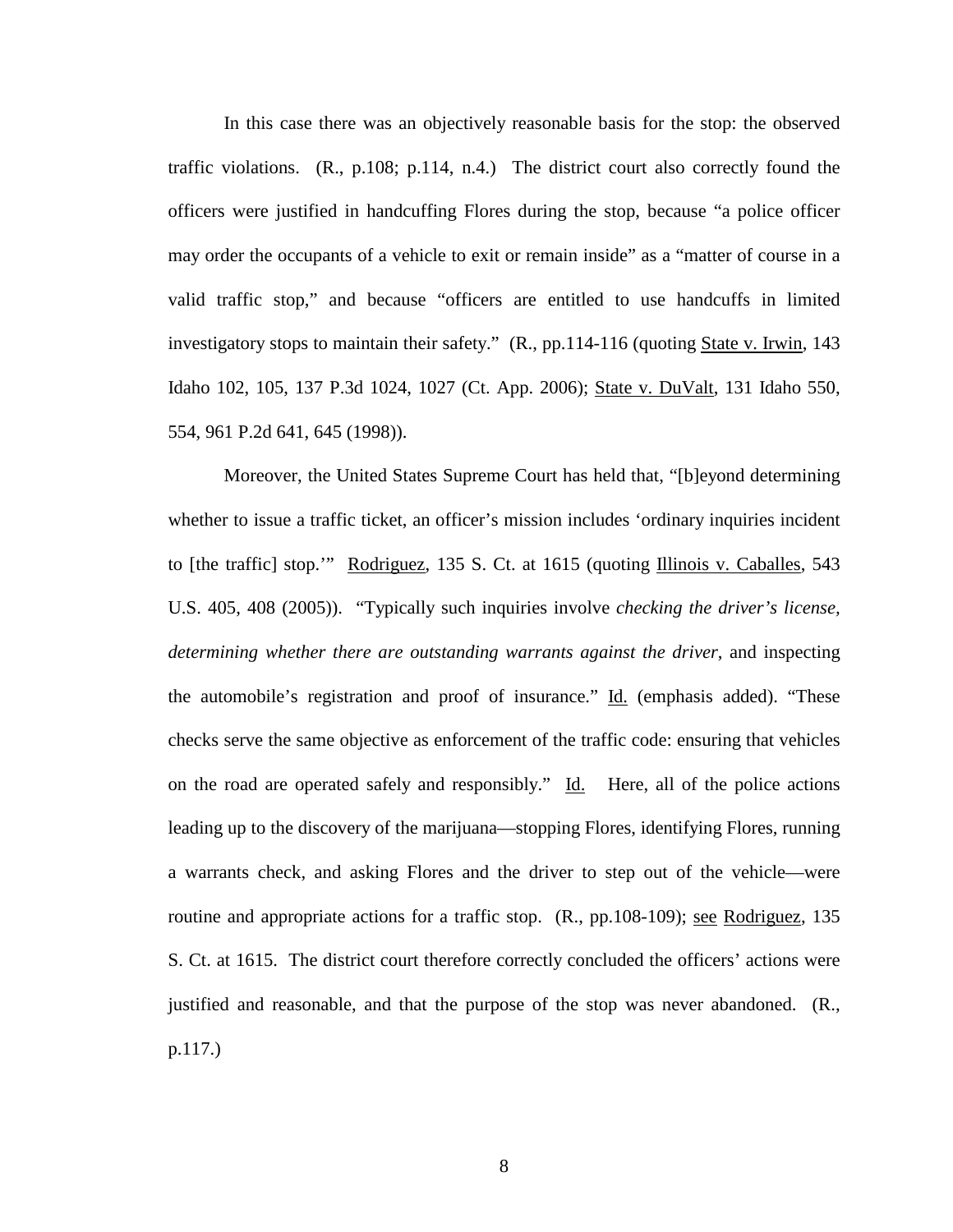In this case there was an objectively reasonable basis for the stop: the observed traffic violations. (R., p.108; p.114, n.4.) The district court also correctly found the officers were justified in handcuffing Flores during the stop, because "a police officer may order the occupants of a vehicle to exit or remain inside" as a "matter of course in a valid traffic stop," and because "officers are entitled to use handcuffs in limited investigatory stops to maintain their safety." (R., pp.114-116 (quoting State v. Irwin, 143 Idaho 102, 105, 137 P.3d 1024, 1027 (Ct. App. 2006); State v. DuValt, 131 Idaho 550, 554, 961 P.2d 641, 645 (1998)).

Moreover, the United States Supreme Court has held that, "[b]eyond determining whether to issue a traffic ticket, an officer's mission includes 'ordinary inquiries incident to [the traffic] stop.'" Rodriguez, 135 S. Ct. at 1615 (quoting Illinois v. Caballes, 543 U.S. 405, 408 (2005)). "Typically such inquiries involve *checking the driver's license, determining whether there are outstanding warrants against the driver*, and inspecting the automobile's registration and proof of insurance." Id. (emphasis added). "These checks serve the same objective as enforcement of the traffic code: ensuring that vehicles on the road are operated safely and responsibly." Id. Here, all of the police actions leading up to the discovery of the marijuana—stopping Flores, identifying Flores, running a warrants check, and asking Flores and the driver to step out of the vehicle—were routine and appropriate actions for a traffic stop. (R., pp.108-109); see Rodriguez, 135 S. Ct. at 1615. The district court therefore correctly concluded the officers' actions were justified and reasonable, and that the purpose of the stop was never abandoned. (R., p.117.)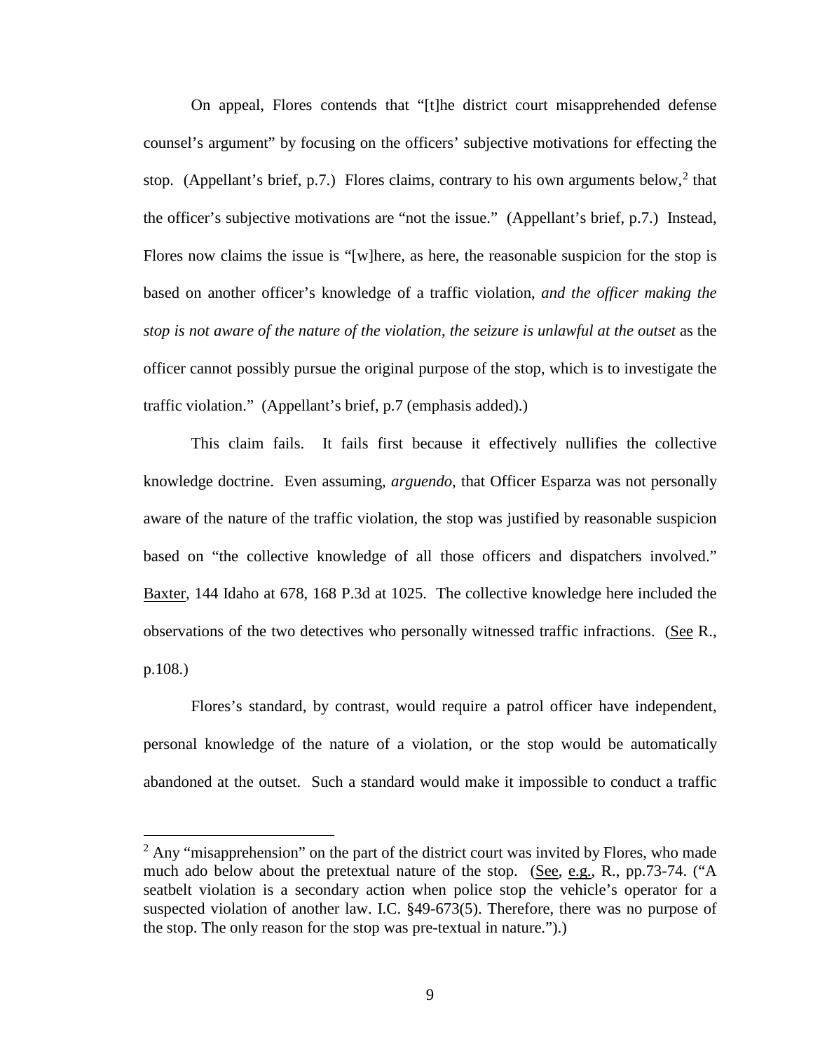On appeal, Flores contends that "[t]he district court misapprehended defense counsel's argument" by focusing on the officers' subjective motivations for effecting the stop. (Appellant's brief, p.7.) Flores claims, contrary to his own arguments below,[2] that the officer's subjective motivations are "not the issue." (Appellant's brief, p.7.) Instead, Flores now claims the issue is "[w]here, as here, the reasonable suspicion for the stop is based on another officer's knowledge of a traffic violation, *and the officer making the stop is not aware of the nature of the violation*, *the seizure is unlawful at the outset* as the officer cannot possibly pursue the original purpose of the stop, which is to investigate the traffic violation." (Appellant's brief, p.7 (emphasis added).)

This claim fails. It fails first because it effectively nullifies the collective knowledge doctrine. Even assuming, *arguendo*, that Officer Esparza was not personally aware of the nature of the traffic violation, the stop was justified by reasonable suspicion based on "the collective knowledge of all those officers and dispatchers involved." Baxter, 144 Idaho at 678, 168 P.3d at 1025. The collective knowledge here included the observations of the two detectives who personally witnessed traffic infractions. (See R., p.108.)

Flores's standard, by contrast, would require a patrol officer have independent, personal knowledge of the nature of a violation, or the stop would be automatically abandoned at the outset. Such a standard would make it impossible to conduct a traffic

[2] Any "misapprehension" on the part of the district court was invited by Flores, who made much ado below about the pretextual nature of the stop. (See, e.g., R., pp.73-74. ("A seatbelt violation is a secondary action when police stop the vehicle's operator for a suspected violation of another law. I.C. §49-673(5). Therefore, there was no purpose of the stop. The only reason for the stop was pre-textual in nature.").)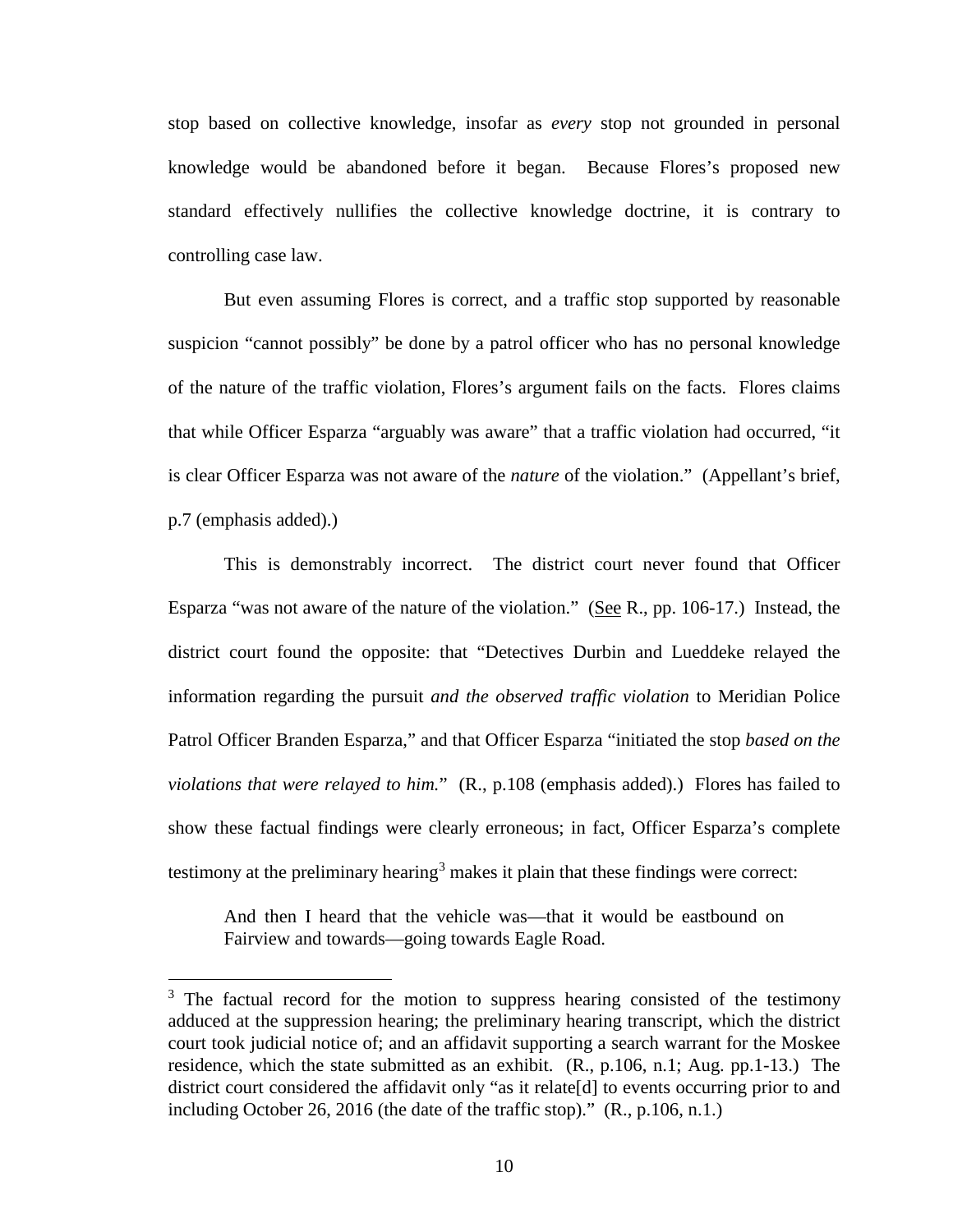stop based on collective knowledge, insofar as *every* stop not grounded in personal knowledge would be abandoned before it began. Because Flores's proposed new standard effectively nullifies the collective knowledge doctrine, it is contrary to controlling case law.

But even assuming Flores is correct, and a traffic stop supported by reasonable suspicion "cannot possibly" be done by a patrol officer who has no personal knowledge of the nature of the traffic violation, Flores's argument fails on the facts. Flores claims that while Officer Esparza "arguably was aware" that a traffic violation had occurred, "it is clear Officer Esparza was not aware of the *nature* of the violation." (Appellant's brief, p.7 (emphasis added).)

This is demonstrably incorrect. The district court never found that Officer Esparza "was not aware of the nature of the violation." (See R., pp. 106-17.) Instead, the district court found the opposite: that "Detectives Durbin and Lueddeke relayed the information regarding the pursuit *and the observed traffic violation* to Meridian Police Patrol Officer Branden Esparza," and that Officer Esparza "initiated the stop *based on the violations that were relayed to him.*" (R., p.108 (emphasis added).) Flores has failed to show these factual findings were clearly erroneous; in fact, Officer Esparza's complete testimony at the preliminary hearing[3] makes it plain that these findings were correct:

> And then I heard that the vehicle was—that it would be eastbound on Fairview and towards—going towards Eagle Road.

---

[3] The factual record for the motion to suppress hearing consisted of the testimony adduced at the suppression hearing; the preliminary hearing transcript, which the district court took judicial notice of; and an affidavit supporting a search warrant for the Moskee residence, which the state submitted as an exhibit. (R., p.106, n.1; Aug. pp.1-13.) The district court considered the affidavit only "as it relate[d] to events occurring prior to and including October 26, 2016 (the date of the traffic stop)." (R., p.106, n.1.)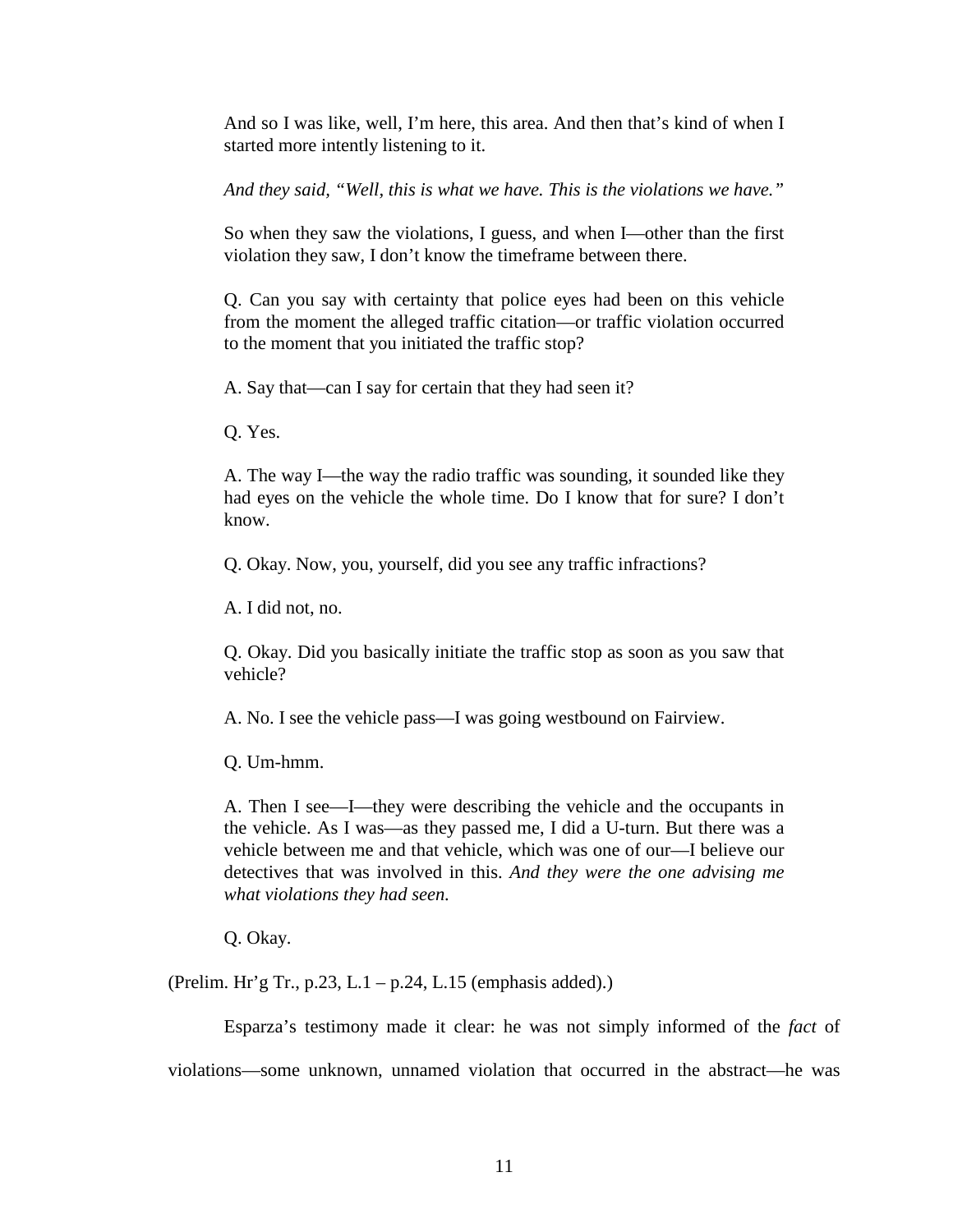> And so I was like, well, I'm here, this area. And then that's kind of when I started more intently listening to it.
>
> *And they said, "Well, this is what we have. This is the violations we have."*
>
> So when they saw the violations, I guess, and when I—other than the first violation they saw, I don't know the timeframe between there.
>
> Q. Can you say with certainty that police eyes had been on this vehicle from the moment the alleged traffic citation—or traffic violation occurred to the moment that you initiated the traffic stop?
>
> A. Say that—can I say for certain that they had seen it?
>
> Q. Yes.
>
> A. The way I—the way the radio traffic was sounding, it sounded like they had eyes on the vehicle the whole time. Do I know that for sure? I don't know.
>
> Q. Okay. Now, you, yourself, did you see any traffic infractions?
>
> A. I did not, no.
>
> Q. Okay. Did you basically initiate the traffic stop as soon as you saw that vehicle?
>
> A. No. I see the vehicle pass—I was going westbound on Fairview.
>
> Q. Um-hmm.
>
> A. Then I see—I—they were describing the vehicle and the occupants in the vehicle. As I was—as they passed me, I did a U-turn. But there was a vehicle between me and that vehicle, which was one of our—I believe our detectives that was involved in this. *And they were the one advising me what violations they had seen.*
>
> Q. Okay.

(Prelim. Hr'g Tr., p.23, L.1 – p.24, L.15 (emphasis added).)

Esparza's testimony made it clear: he was not simply informed of the *fact* of violations—some unknown, unnamed violation that occurred in the abstract—he was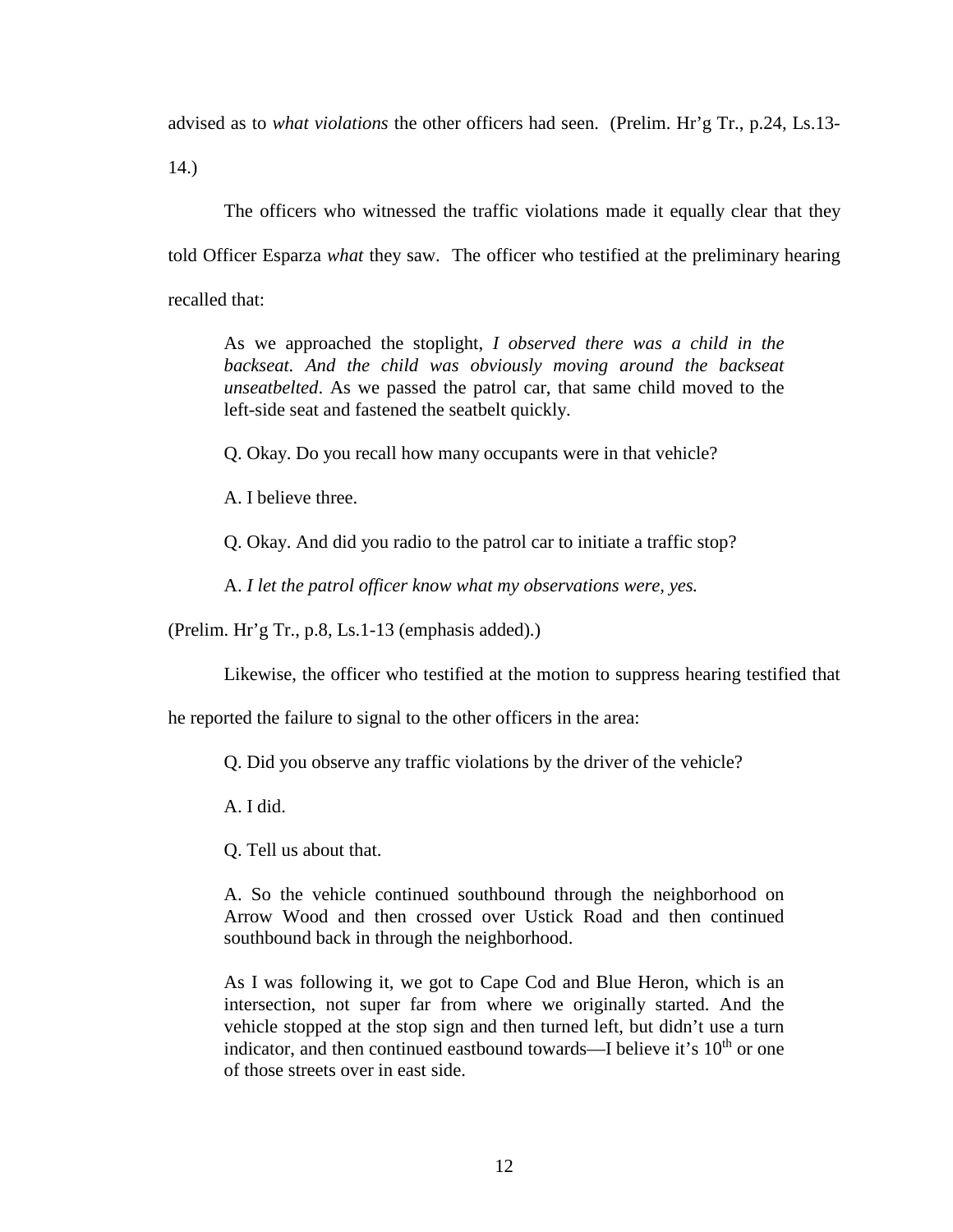advised as to *what violations* the other officers had seen. (Prelim. Hr'g Tr., p.24, Ls.13-14.)

The officers who witnessed the traffic violations made it equally clear that they told Officer Esparza *what* they saw. The officer who testified at the preliminary hearing recalled that:

> As we approached the stoplight, *I observed there was a child in the backseat. And the child was obviously moving around the backseat unseatbelted*. As we passed the patrol car, that same child moved to the left-side seat and fastened the seatbelt quickly.
>
> Q. Okay. Do you recall how many occupants were in that vehicle?
>
> A. I believe three.
>
> Q. Okay. And did you radio to the patrol car to initiate a traffic stop?
>
> A. *I let the patrol officer know what my observations were, yes.*

(Prelim. Hr'g Tr., p.8, Ls.1-13 (emphasis added).)

Likewise, the officer who testified at the motion to suppress hearing testified that he reported the failure to signal to the other officers in the area:

> Q. Did you observe any traffic violations by the driver of the vehicle?
>
> A. I did.
>
> Q. Tell us about that.
>
> A. So the vehicle continued southbound through the neighborhood on Arrow Wood and then crossed over Ustick Road and then continued southbound back in through the neighborhood.
>
> As I was following it, we got to Cape Cod and Blue Heron, which is an intersection, not super far from where we originally started. And the vehicle stopped at the stop sign and then turned left, but didn't use a turn indicator, and then continued eastbound towards—I believe it's 10th or one of those streets over in east side.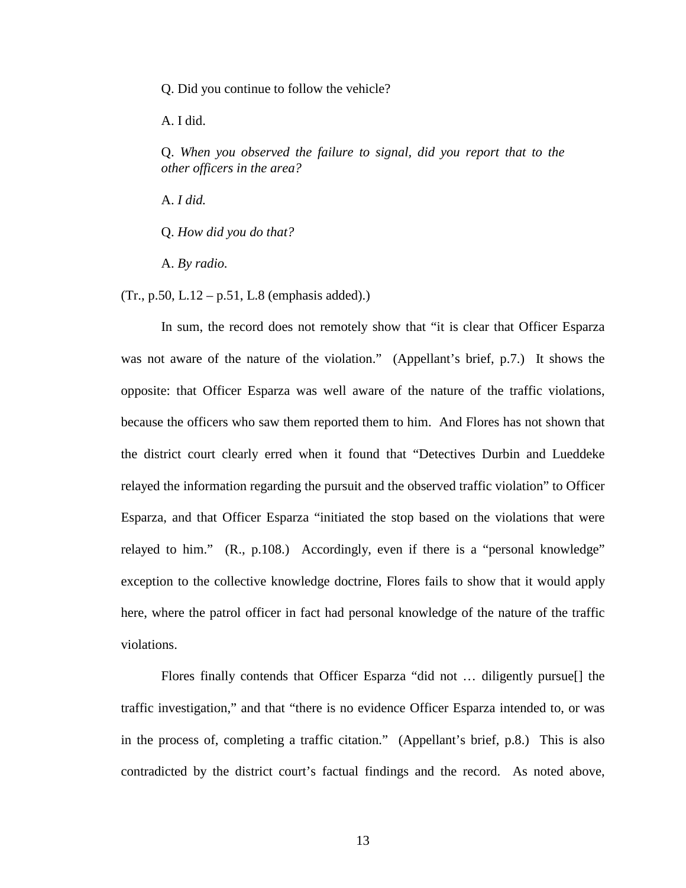Q. Did you continue to follow the vehicle?

A. I did.

Q. *When you observed the failure to signal, did you report that to the other officers in the area?*

A. *I did.*

Q. *How did you do that?*

A. *By radio.*

(Tr., p.50, L.12 – p.51, L.8 (emphasis added).)

In sum, the record does not remotely show that "it is clear that Officer Esparza was not aware of the nature of the violation." (Appellant's brief, p.7.) It shows the opposite: that Officer Esparza was well aware of the nature of the traffic violations, because the officers who saw them reported them to him. And Flores has not shown that the district court clearly erred when it found that "Detectives Durbin and Lueddeke relayed the information regarding the pursuit and the observed traffic violation" to Officer Esparza, and that Officer Esparza "initiated the stop based on the violations that were relayed to him." (R., p.108.) Accordingly, even if there is a "personal knowledge" exception to the collective knowledge doctrine, Flores fails to show that it would apply here, where the patrol officer in fact had personal knowledge of the nature of the traffic violations.

Flores finally contends that Officer Esparza "did not … diligently pursue[] the traffic investigation," and that "there is no evidence Officer Esparza intended to, or was in the process of, completing a traffic citation." (Appellant's brief, p.8.) This is also contradicted by the district court's factual findings and the record. As noted above,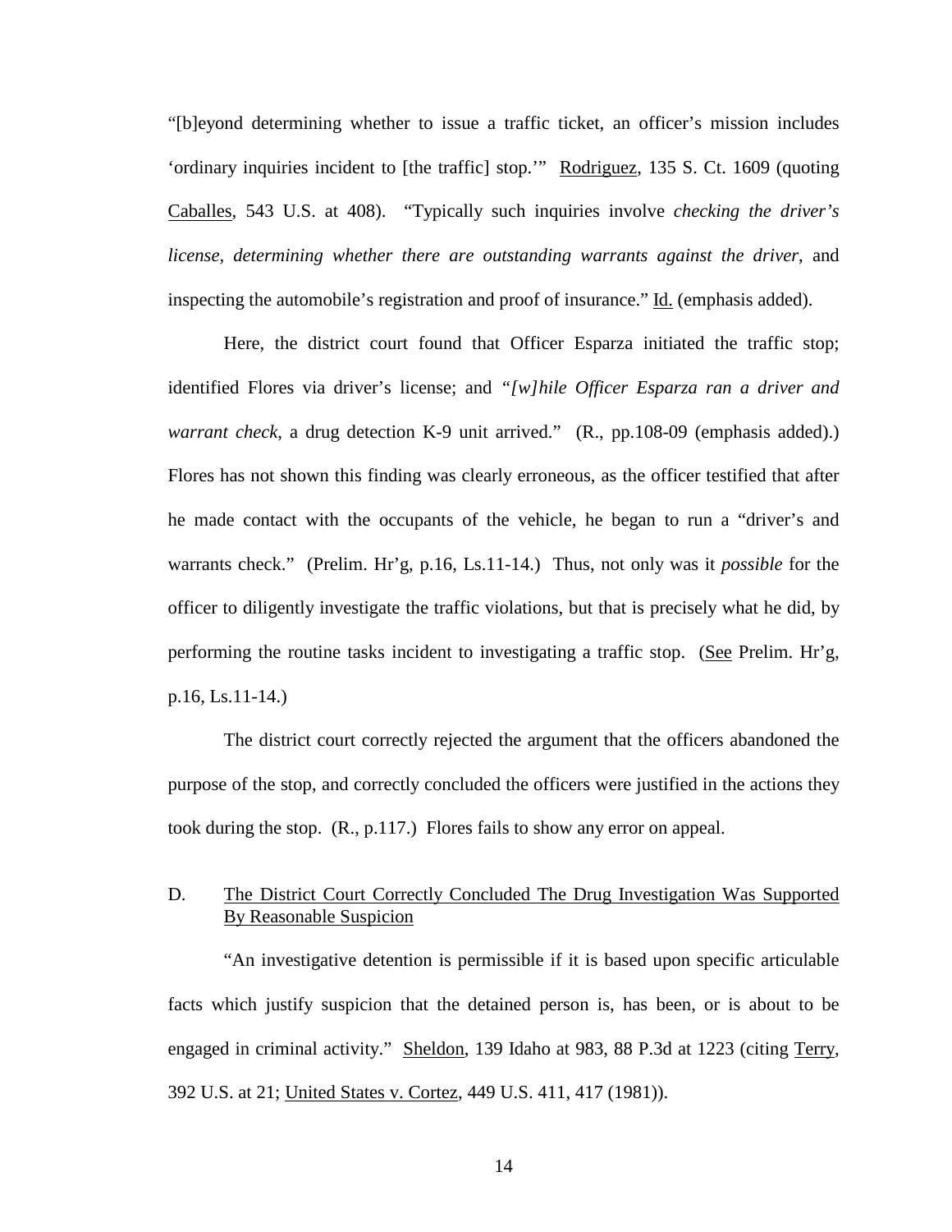"[b]eyond determining whether to issue a traffic ticket, an officer's mission includes 'ordinary inquiries incident to [the traffic] stop.'" Rodriguez, 135 S. Ct. 1609 (quoting Caballes, 543 U.S. at 408). "Typically such inquiries involve *checking the driver's license*, *determining whether there are outstanding warrants against the driver*, and inspecting the automobile's registration and proof of insurance." Id. (emphasis added).

Here, the district court found that Officer Esparza initiated the traffic stop; identified Flores via driver's license; and "*[w]hile Officer Esparza ran a driver and warrant check*, a drug detection K-9 unit arrived." (R., pp.108-09 (emphasis added).) Flores has not shown this finding was clearly erroneous, as the officer testified that after he made contact with the occupants of the vehicle, he began to run a "driver's and warrants check." (Prelim. Hr'g, p.16, Ls.11-14.) Thus, not only was it *possible* for the officer to diligently investigate the traffic violations, but that is precisely what he did, by performing the routine tasks incident to investigating a traffic stop. (See Prelim. Hr'g, p.16, Ls.11-14.)

The district court correctly rejected the argument that the officers abandoned the purpose of the stop, and correctly concluded the officers were justified in the actions they took during the stop. (R., p.117.) Flores fails to show any error on appeal.

### D. The District Court Correctly Concluded The Drug Investigation Was Supported By Reasonable Suspicion

"An investigative detention is permissible if it is based upon specific articulable facts which justify suspicion that the detained person is, has been, or is about to be engaged in criminal activity." Sheldon, 139 Idaho at 983, 88 P.3d at 1223 (citing Terry, 392 U.S. at 21; United States v. Cortez, 449 U.S. 411, 417 (1981)).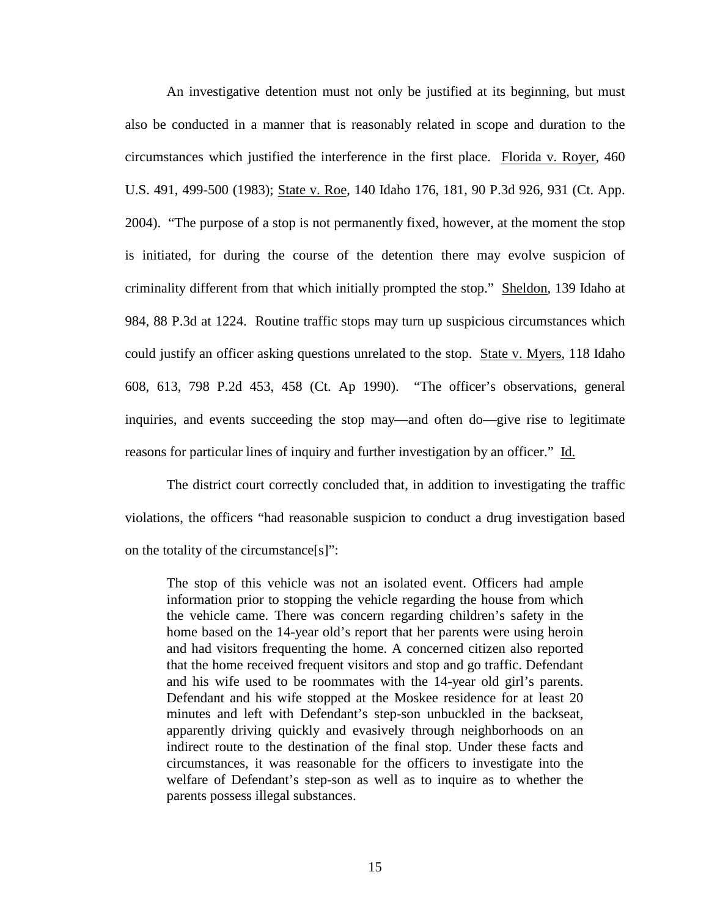An investigative detention must not only be justified at its beginning, but must also be conducted in a manner that is reasonably related in scope and duration to the circumstances which justified the interference in the first place. Florida v. Royer, 460 U.S. 491, 499-500 (1983); State v. Roe, 140 Idaho 176, 181, 90 P.3d 926, 931 (Ct. App. 2004). "The purpose of a stop is not permanently fixed, however, at the moment the stop is initiated, for during the course of the detention there may evolve suspicion of criminality different from that which initially prompted the stop." Sheldon, 139 Idaho at 984, 88 P.3d at 1224. Routine traffic stops may turn up suspicious circumstances which could justify an officer asking questions unrelated to the stop. State v. Myers, 118 Idaho 608, 613, 798 P.2d 453, 458 (Ct. Ap 1990). "The officer's observations, general inquiries, and events succeeding the stop may—and often do—give rise to legitimate reasons for particular lines of inquiry and further investigation by an officer." Id.

The district court correctly concluded that, in addition to investigating the traffic violations, the officers "had reasonable suspicion to conduct a drug investigation based on the totality of the circumstance[s]":

> The stop of this vehicle was not an isolated event. Officers had ample information prior to stopping the vehicle regarding the house from which the vehicle came. There was concern regarding children's safety in the home based on the 14-year old's report that her parents were using heroin and had visitors frequenting the home. A concerned citizen also reported that the home received frequent visitors and stop and go traffic. Defendant and his wife used to be roommates with the 14-year old girl's parents. Defendant and his wife stopped at the Moskee residence for at least 20 minutes and left with Defendant's step-son unbuckled in the backseat, apparently driving quickly and evasively through neighborhoods on an indirect route to the destination of the final stop. Under these facts and circumstances, it was reasonable for the officers to investigate into the welfare of Defendant's step-son as well as to inquire as to whether the parents possess illegal substances.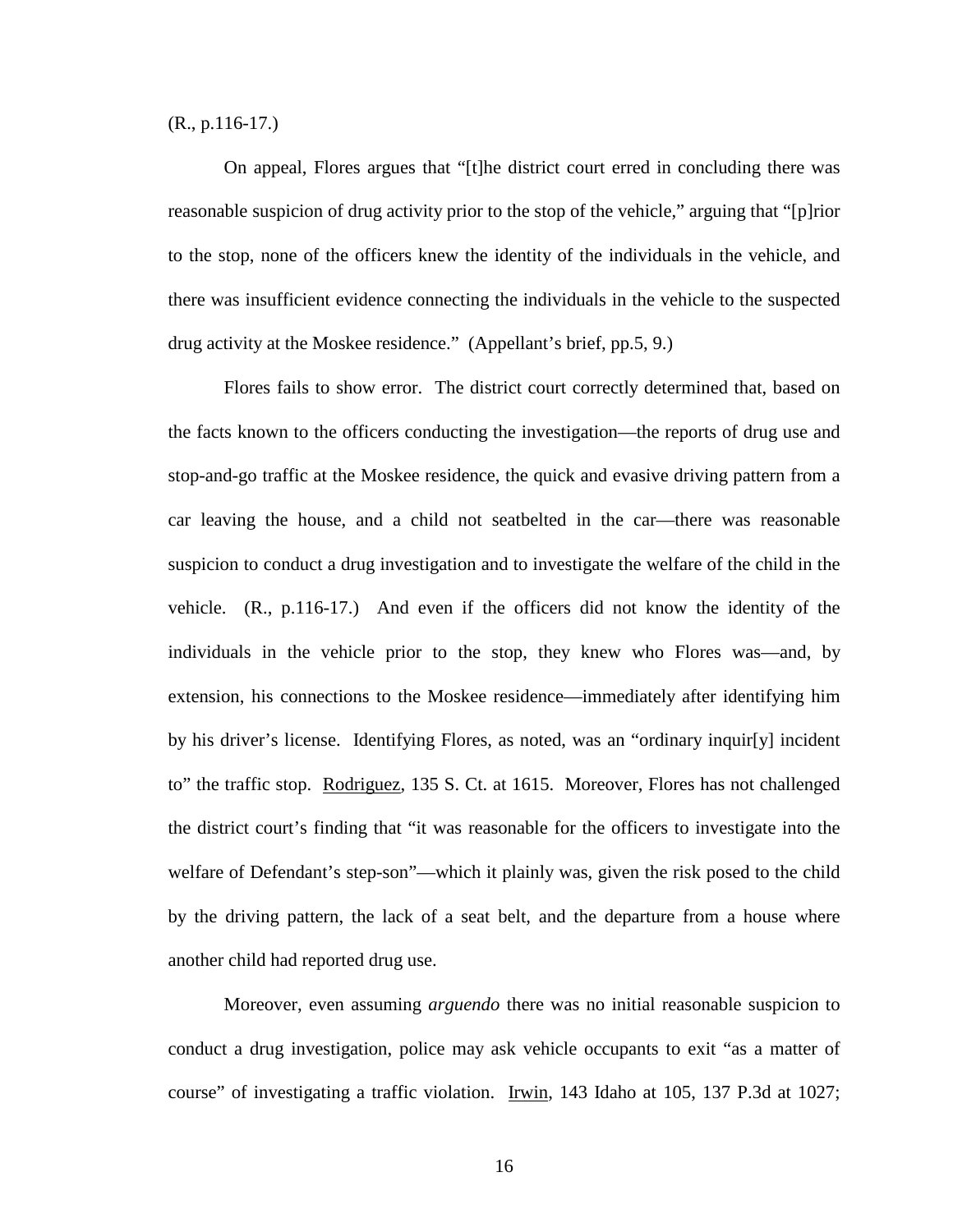(R., p.116-17.)

On appeal, Flores argues that "[t]he district court erred in concluding there was reasonable suspicion of drug activity prior to the stop of the vehicle," arguing that "[p]rior to the stop, none of the officers knew the identity of the individuals in the vehicle, and there was insufficient evidence connecting the individuals in the vehicle to the suspected drug activity at the Moskee residence." (Appellant's brief, pp.5, 9.)

Flores fails to show error. The district court correctly determined that, based on the facts known to the officers conducting the investigation—the reports of drug use and stop-and-go traffic at the Moskee residence, the quick and evasive driving pattern from a car leaving the house, and a child not seatbelted in the car—there was reasonable suspicion to conduct a drug investigation and to investigate the welfare of the child in the vehicle. (R., p.116-17.) And even if the officers did not know the identity of the individuals in the vehicle prior to the stop, they knew who Flores was—and, by extension, his connections to the Moskee residence—immediately after identifying him by his driver's license. Identifying Flores, as noted, was an "ordinary inquir[y] incident to" the traffic stop. Rodriguez, 135 S. Ct. at 1615. Moreover, Flores has not challenged the district court's finding that "it was reasonable for the officers to investigate into the welfare of Defendant's step-son"—which it plainly was, given the risk posed to the child by the driving pattern, the lack of a seat belt, and the departure from a house where another child had reported drug use.

Moreover, even assuming *arguendo* there was no initial reasonable suspicion to conduct a drug investigation, police may ask vehicle occupants to exit "as a matter of course" of investigating a traffic violation. Irwin, 143 Idaho at 105, 137 P.3d at 1027;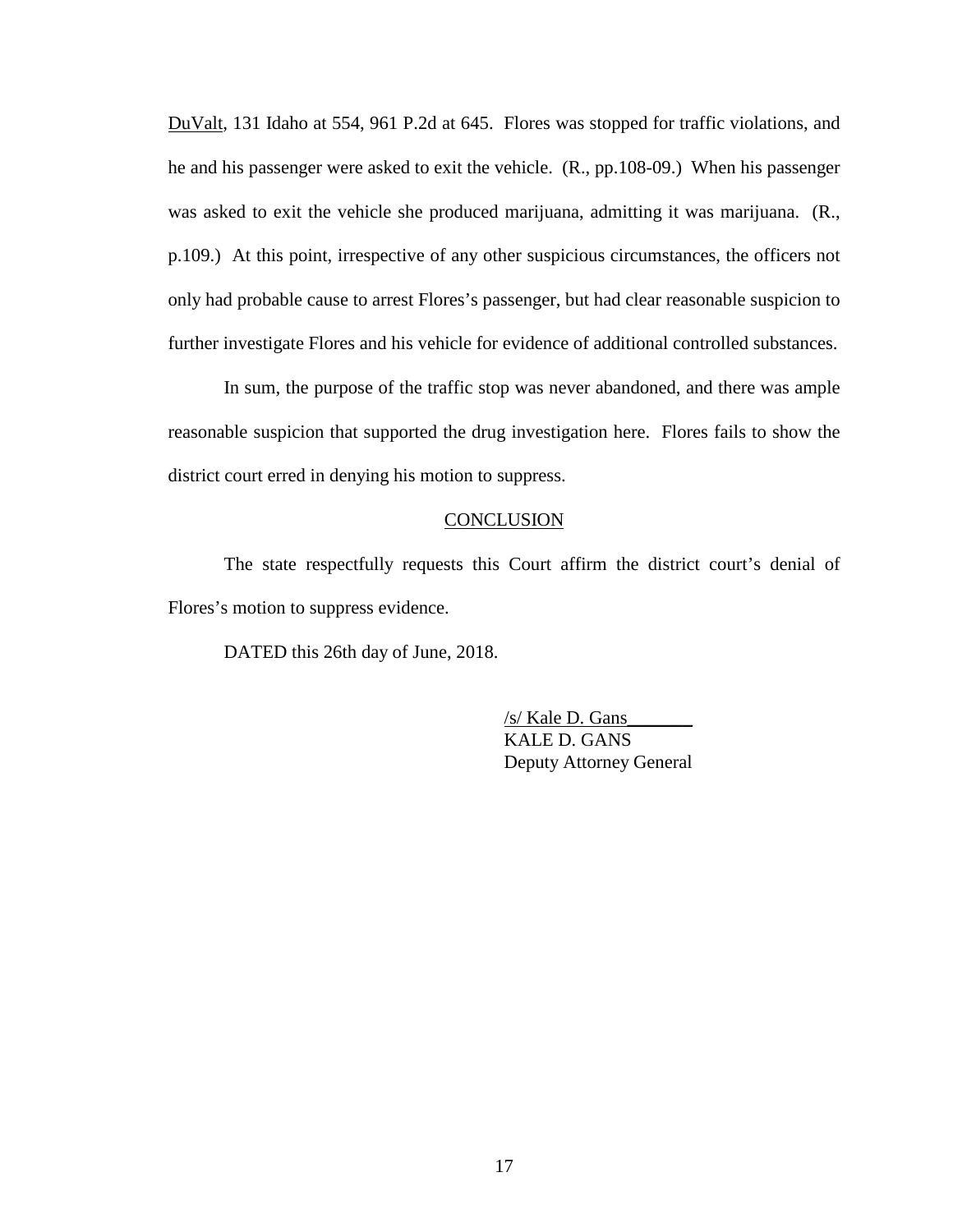DuValt, 131 Idaho at 554, 961 P.2d at 645. Flores was stopped for traffic violations, and he and his passenger were asked to exit the vehicle. (R., pp.108-09.) When his passenger was asked to exit the vehicle she produced marijuana, admitting it was marijuana. (R., p.109.) At this point, irrespective of any other suspicious circumstances, the officers not only had probable cause to arrest Flores's passenger, but had clear reasonable suspicion to further investigate Flores and his vehicle for evidence of additional controlled substances.

In sum, the purpose of the traffic stop was never abandoned, and there was ample reasonable suspicion that supported the drug investigation here. Flores fails to show the district court erred in denying his motion to suppress.

## CONCLUSION

The state respectfully requests this Court affirm the district court's denial of Flores's motion to suppress evidence.

DATED this 26th day of June, 2018.

/s/ Kale D. Gans
KALE D. GANS
Deputy Attorney General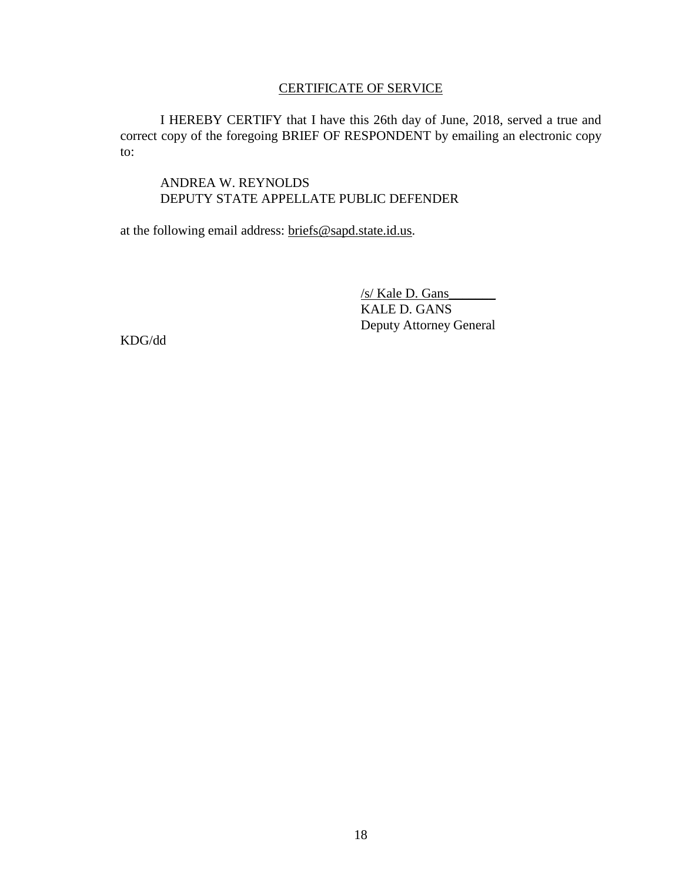## CERTIFICATE OF SERVICE

I HEREBY CERTIFY that I have this 26th day of June, 2018, served a true and correct copy of the foregoing BRIEF OF RESPONDENT by emailing an electronic copy to:

ANDREA W. REYNOLDS
DEPUTY STATE APPELLATE PUBLIC DEFENDER

at the following email address: briefs@sapd.state.id.us.

/s/ Kale D. Gans_______
KALE D. GANS
Deputy Attorney General

KDG/dd